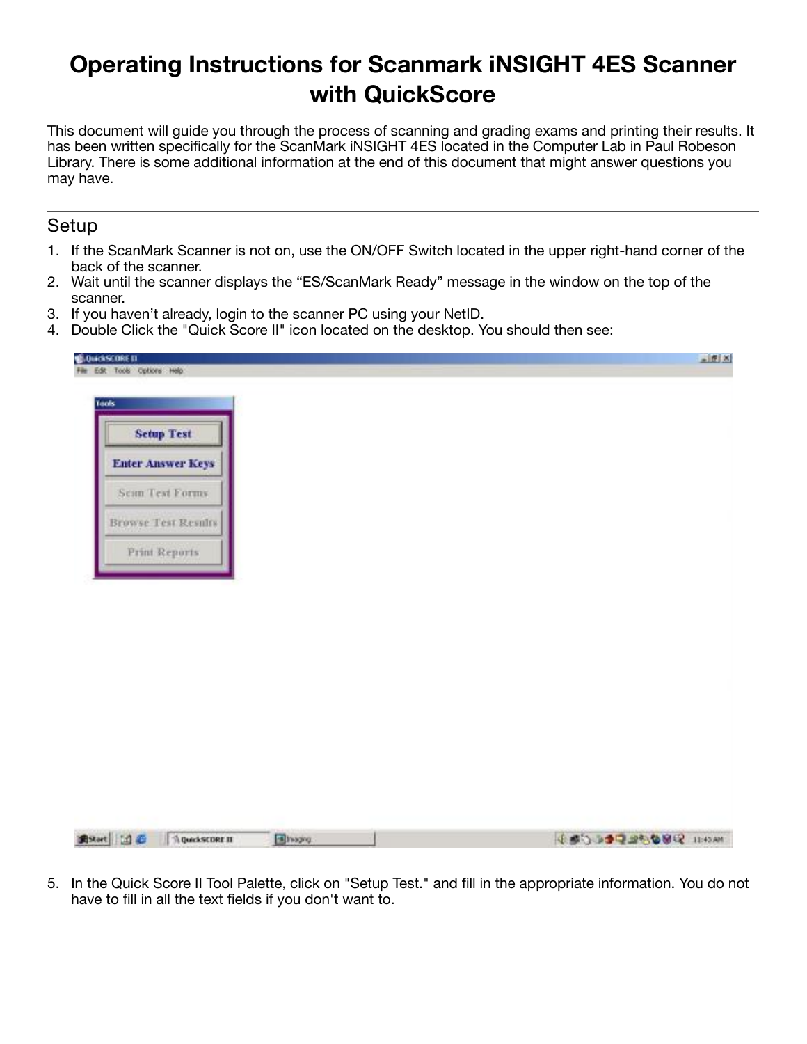# Operating Instructions for Scanmark iNSIGHT 4ES Scanner with QuickScore

This document will guide you through the process of scanning and grading exams and printing their results. It has been written specifically for the ScanMark iNSIGHT 4ES located in the Computer Lab in Paul Robeson Library. There is some additional information at the end of this document that might answer questions you may have.

---

## Setup

1. If the ScanMark Scanner is not on, use the ON/OFF Switch located in the upper right-hand corner of the back of the scanner.
2. Wait until the scanner displays the “ES/ScanMark Ready” message in the window on the top of the scanner.
3. If you haven’t already, login to the scanner PC using your NetID.
4. Double Click the "Quick Score II" icon located on the desktop. You should then see:
5. In the Quick Score II Tool Palette, click on "Setup Test." and fill in the appropriate information. You do not have to fill in all the text fields if you don't want to.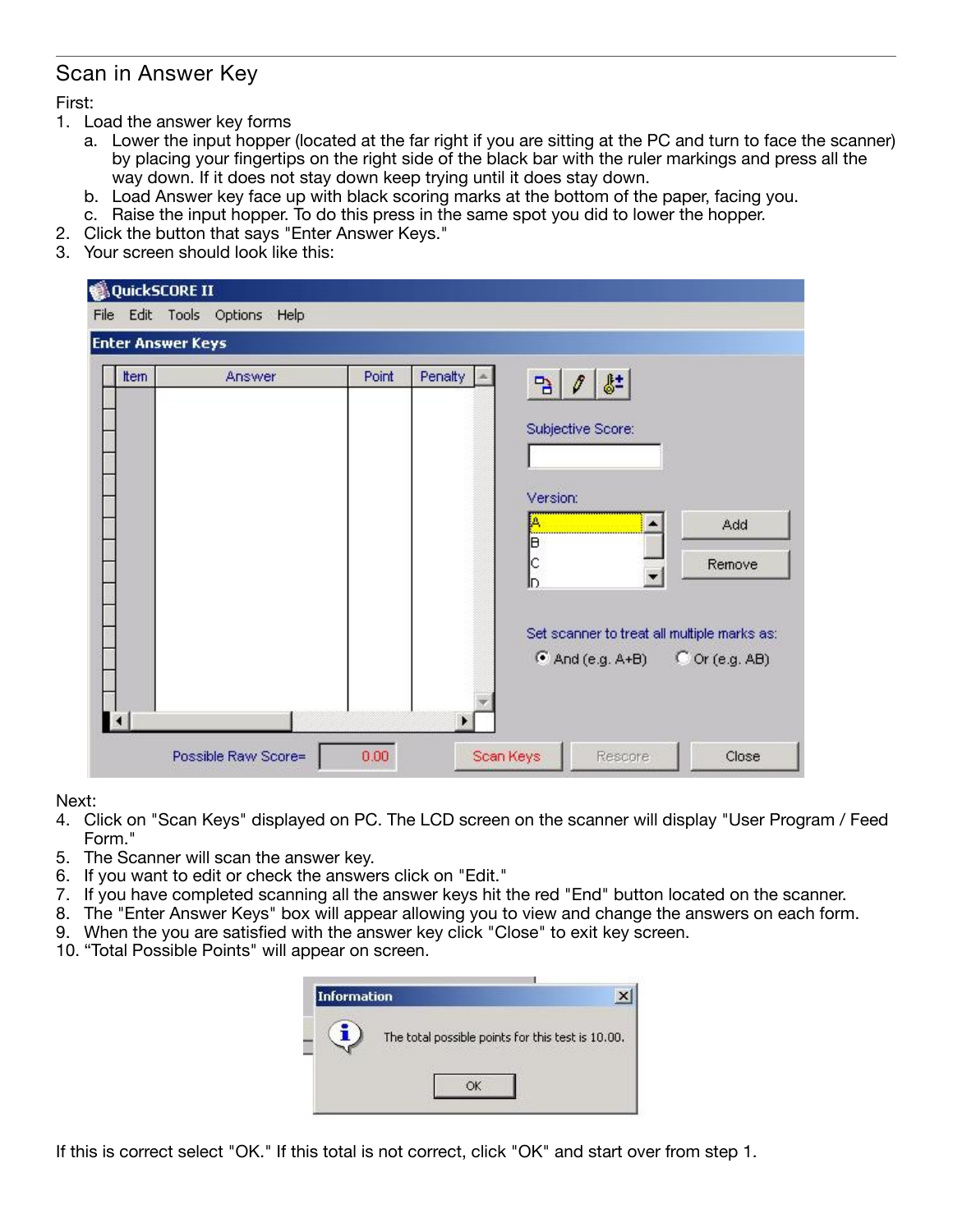## Scan in Answer Key

First:

1. Load the answer key forms
   a. Lower the input hopper (located at the far right if you are sitting at the PC and turn to face the scanner) by placing your fingertips on the right side of the black bar with the ruler markings and press all the way down. If it does not stay down keep trying until it does stay down.
   b. Load Answer key face up with black scoring marks at the bottom of the paper, facing you.
   c. Raise the input hopper. To do this press in the same spot you did to lower the hopper.
2. Click the button that says "Enter Answer Keys."
3. Your screen should look like this:

Next:

4. Click on "Scan Keys" displayed on PC. The LCD screen on the scanner will display "User Program / Feed Form."
5. The Scanner will scan the answer key.
6. If you want to edit or check the answers click on "Edit."
7. If you have completed scanning all the answer keys hit the red "End" button located on the scanner.
8. The "Enter Answer Keys" box will appear allowing you to view and change the answers on each form.
9. When the you are satisfied with the answer key click "Close" to exit key screen.
10. "Total Possible Points" will appear on screen.

If this is correct select "OK." If this total is not correct, click "OK" and start over from step 1.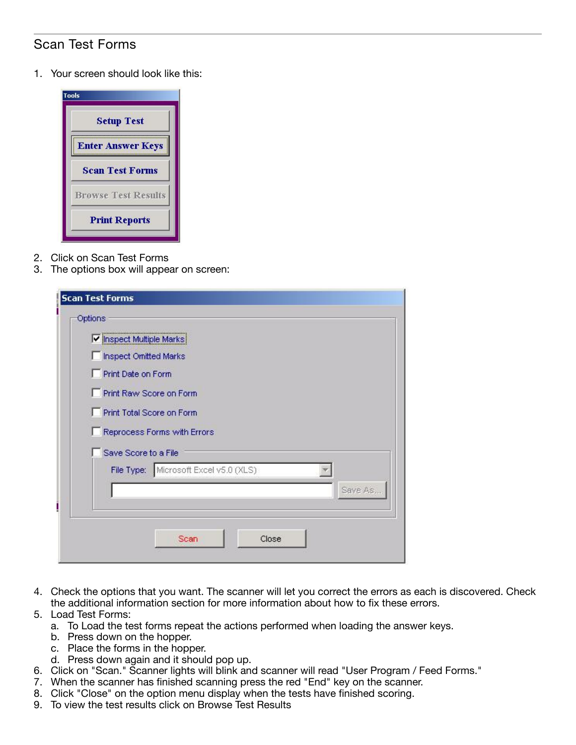## Scan Test Forms

1. Your screen should look like this:

Tools

- Setup Test
- Enter Answer Keys
- Scan Test Forms
- Browse Test Results
- Print Reports

2. Click on Scan Test Forms
3. The options box will appear on screen:

Scan Test Forms

Options

- [x] Inspect Multiple Marks
- [ ] Inspect Omitted Marks
- [ ] Print Date on Form
- [ ] Print Raw Score on Form
- [ ] Print Total Score on Form
- [ ] Reprocess Forms with Errors
- [ ] Save Score to a File

File Type: Microsoft Excel v5.0 (XLS)

Save As...

Scan | Close

4. Check the options that you want. The scanner will let you correct the errors as each is discovered. Check the additional information section for more information about how to fix these errors.
5. Load Test Forms:
   a. To Load the test forms repeat the actions performed when loading the answer keys.
   b. Press down on the hopper.
   c. Place the forms in the hopper.
   d. Press down again and it should pop up.
6. Click on "Scan." Scanner lights will blink and scanner will read "User Program / Feed Forms."
7. When the scanner has finished scanning press the red "End" key on the scanner.
8. Click "Close" on the option menu display when the tests have finished scoring.
9. To view the test results click on Browse Test Results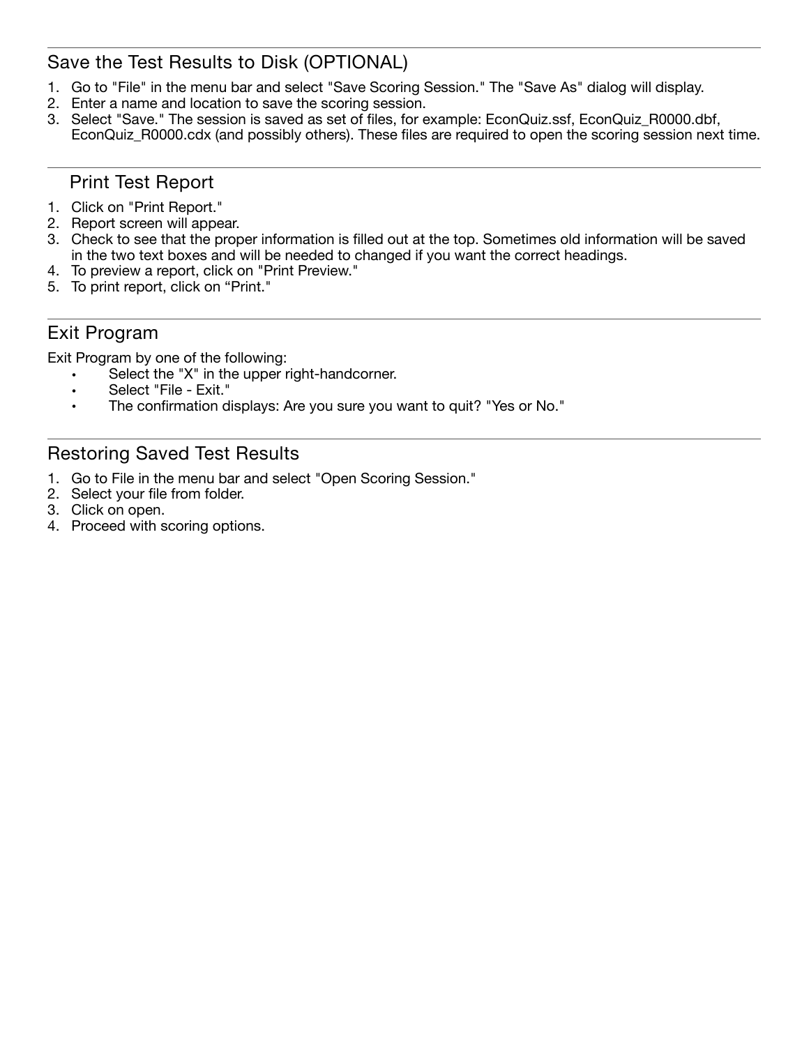## Save the Test Results to Disk (OPTIONAL)

1. Go to "File" in the menu bar and select "Save Scoring Session." The "Save As" dialog will display.
2. Enter a name and location to save the scoring session.
3. Select "Save." The session is saved as set of files, for example: EconQuiz.ssf, EconQuiz_R0000.dbf, EconQuiz_R0000.cdx (and possibly others). These files are required to open the scoring session next time.

## Print Test Report

1. Click on "Print Report."
2. Report screen will appear.
3. Check to see that the proper information is filled out at the top. Sometimes old information will be saved in the two text boxes and will be needed to changed if you want the correct headings.
4. To preview a report, click on "Print Preview."
5. To print report, click on "Print."

## Exit Program

Exit Program by one of the following:

- Select the "X" in the upper right-handcorner.
- Select "File - Exit."
- The confirmation displays: Are you sure you want to quit? "Yes or No."

## Restoring Saved Test Results

1. Go to File in the menu bar and select "Open Scoring Session."
2. Select your file from folder.
3. Click on open.
4. Proceed with scoring options.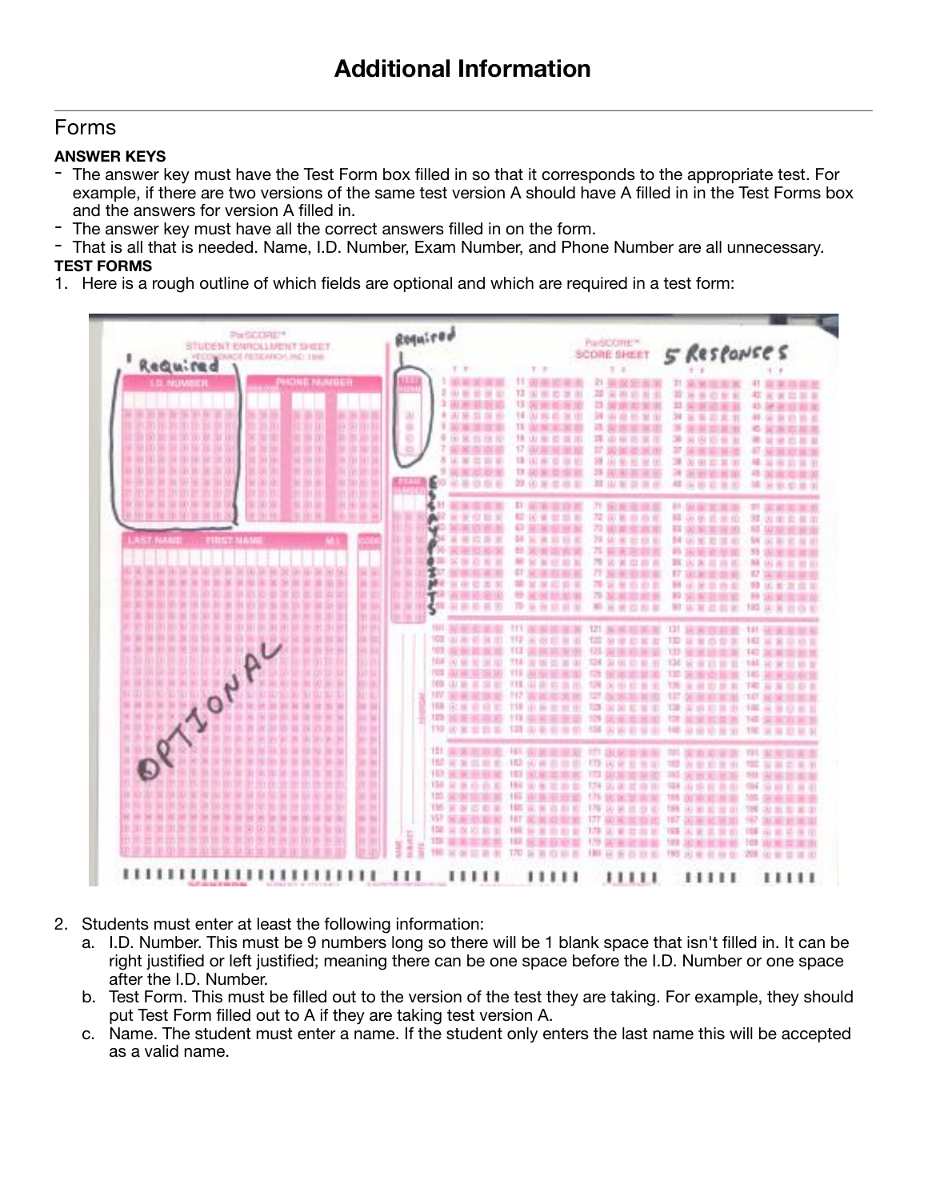# Additional Information

## Forms

**ANSWER KEYS**

- The answer key must have the Test Form box filled in so that it corresponds to the appropriate test. For example, if there are two versions of the same test version A should have A filled in in the Test Forms box and the answers for version A filled in.
- The answer key must have all the correct answers filled in on the form.
- That is all that is needed. Name, I.D. Number, Exam Number, and Phone Number are all unnecessary.

**TEST FORMS**

1. Here is a rough outline of which fields are optional and which are required in a test form:
2. Students must enter at least the following information:
   a. I.D. Number. This must be 9 numbers long so there will be 1 blank space that isn't filled in. It can be right justified or left justified; meaning there can be one space before the I.D. Number or one space after the I.D. Number.
   b. Test Form. This must be filled out to the version of the test they are taking. For example, they should put Test Form filled out to A if they are taking test version A.
   c. Name. The student must enter a name. If the student only enters the last name this will be accepted as a valid name.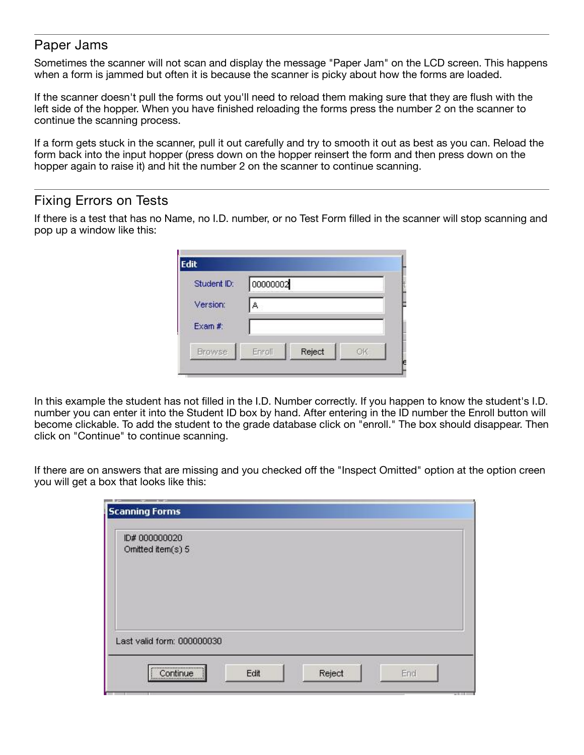## Paper Jams

Sometimes the scanner will not scan and display the message "Paper Jam" on the LCD screen. This happens when a form is jammed but often it is because the scanner is picky about how the forms are loaded.

If the scanner doesn't pull the forms out you'll need to reload them making sure that they are flush with the left side of the hopper. When you have finished reloading the forms press the number 2 on the scanner to continue the scanning process.

If a form gets stuck in the scanner, pull it out carefully and try to smooth it out as best as you can. Reload the form back into the input hopper (press down on the hopper reinsert the form and then press down on the hopper again to raise it) and hit the number 2 on the scanner to continue scanning.

## Fixing Errors on Tests

If there is a test that has no Name, no I.D. number, or no Test Form filled in the scanner will stop scanning and pop up a window like this:

In this example the student has not filled in the I.D. Number correctly. If you happen to know the student's I.D. number you can enter it into the Student ID box by hand. After entering in the ID number the Enroll button will become clickable. To add the student to the grade database click on "enroll." The box should disappear. Then click on "Continue" to continue scanning.

If there are on answers that are missing and you checked off the "Inspect Omitted" option at the option creen you will get a box that looks like this: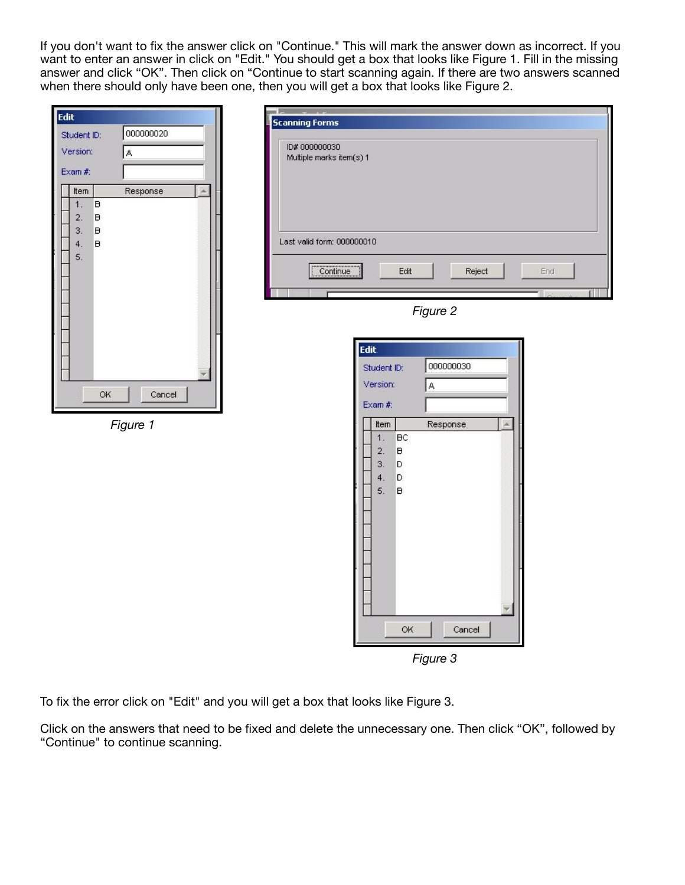If you don't want to fix the answer click on "Continue." This will mark the answer down as incorrect. If you want to enter an answer in click on "Edit." You should get a box that looks like Figure 1. Fill in the missing answer and click “OK”. Then click on “Continue to start scanning again. If there are two answers scanned when there should only have been one, then you will get a box that looks like Figure 2.

*Figure 1*

*Figure 2*

*Figure 3*

To fix the error click on "Edit" and you will get a box that looks like Figure 3.

Click on the answers that need to be fixed and delete the unnecessary one. Then click “OK”, followed by “Continue" to continue scanning.